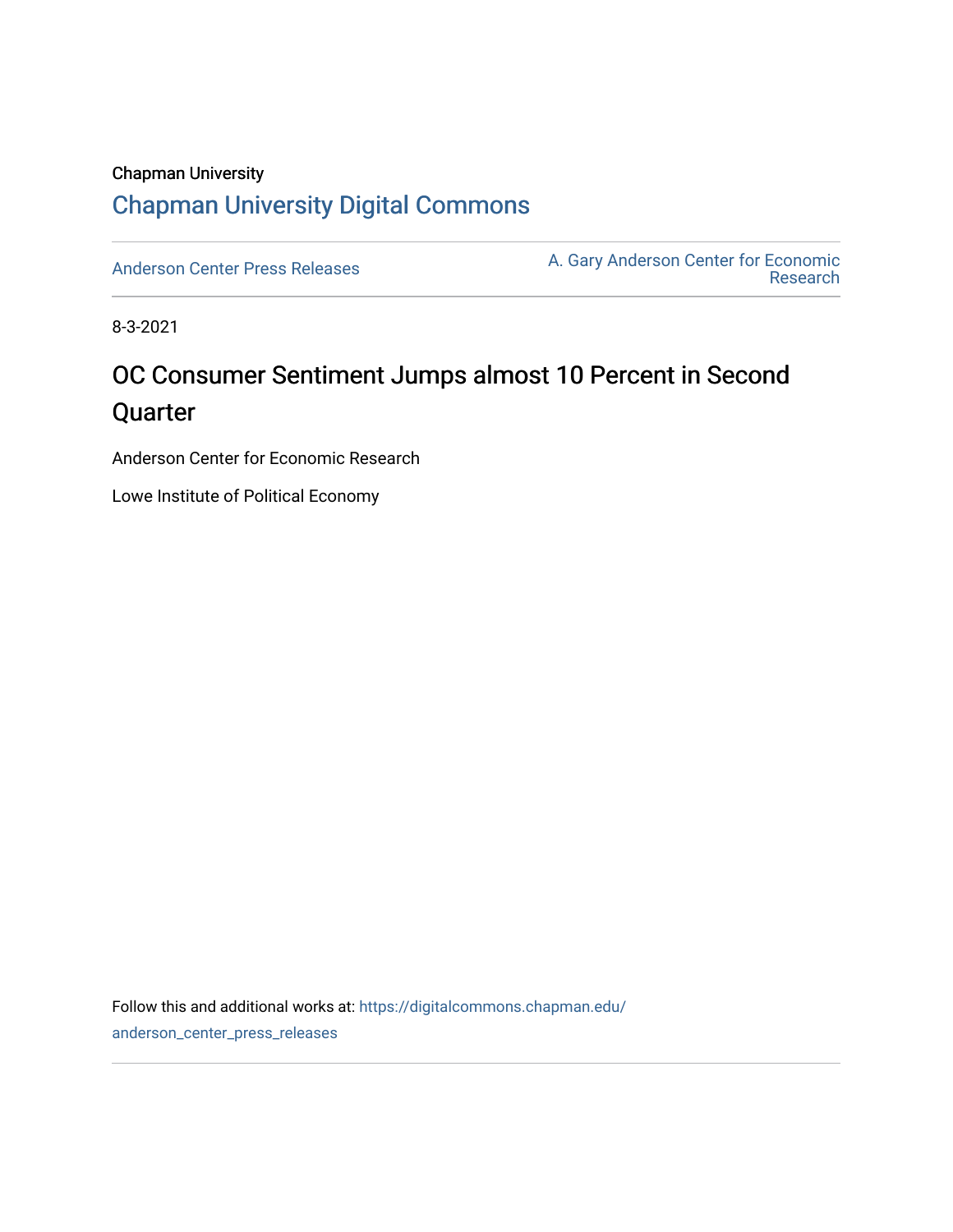Chapman University

Chapman University Digital Commons

Anderson Center Press Releases

A. Gary Anderson Center for Economic Research

8-3-2021

# OC Consumer Sentiment Jumps almost 10 Percent in Second Quarter

Anderson Center for Economic Research

Lowe Institute of Political Economy

Follow this and additional works at: https://digitalcommons.chapman.edu/anderson_center_press_releases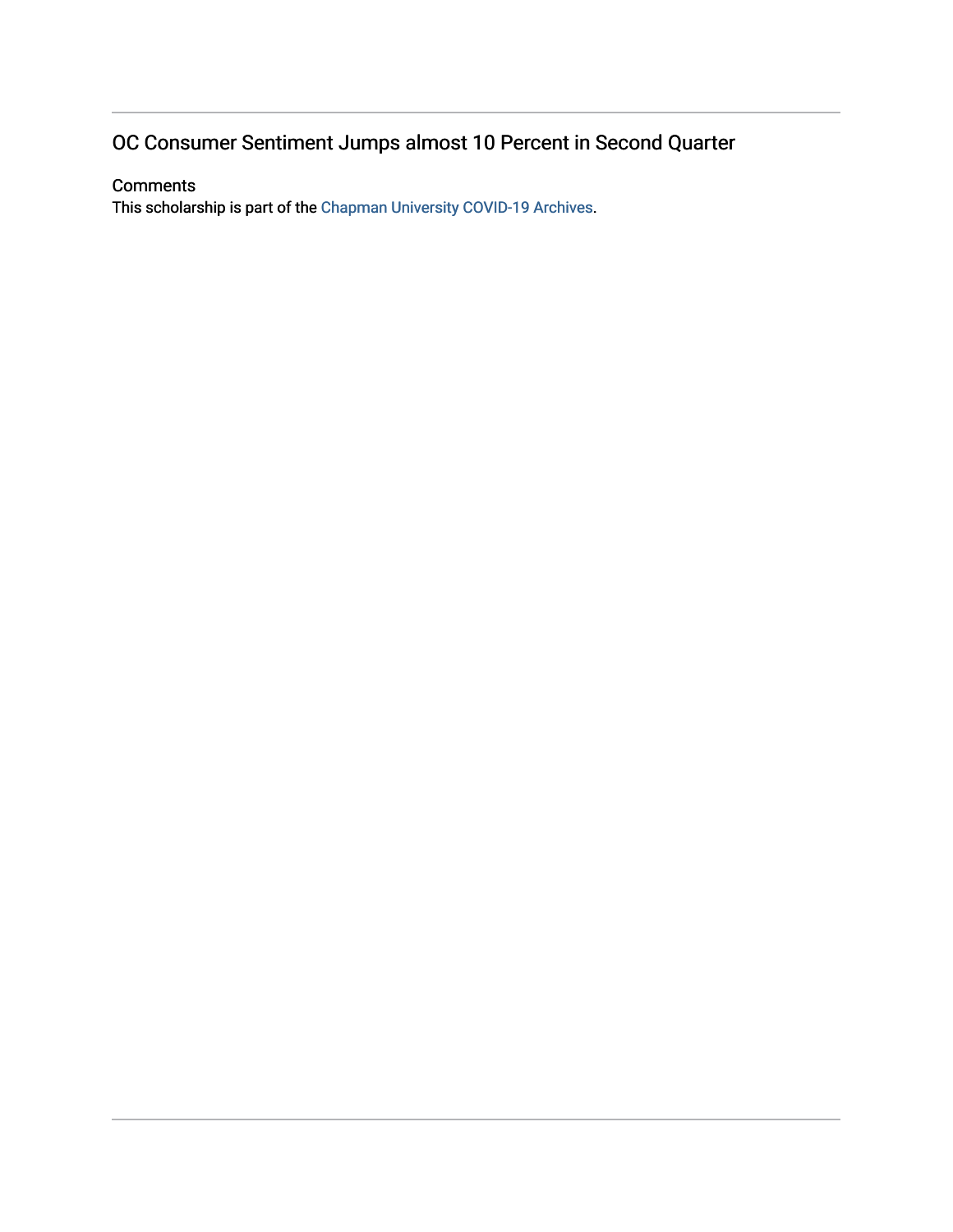## OC Consumer Sentiment Jumps almost 10 Percent in Second Quarter

### Comments

This scholarship is part of the Chapman University COVID-19 Archives.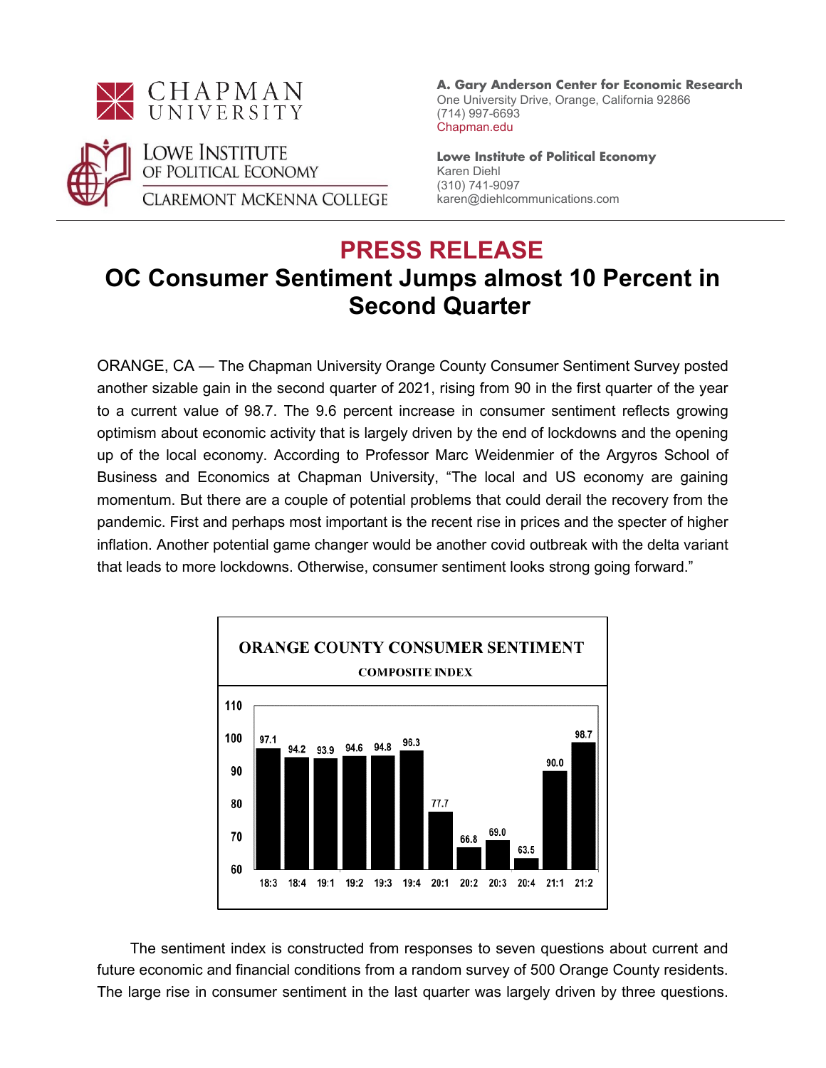**A. Gary Anderson Center for Economic Research**
One University Drive, Orange, California 92866
(714) 997-6693
Chapman.edu

**Lowe Institute of Political Economy**
Karen Diehl
(310) 741-9097
karen@diehlcommunications.com

# PRESS RELEASE

# OC Consumer Sentiment Jumps almost 10 Percent in Second Quarter

ORANGE, CA — The Chapman University Orange County Consumer Sentiment Survey posted another sizable gain in the second quarter of 2021, rising from 90 in the first quarter of the year to a current value of 98.7. The 9.6 percent increase in consumer sentiment reflects growing optimism about economic activity that is largely driven by the end of lockdowns and the opening up of the local economy. According to Professor Marc Weidenmier of the Argyros School of Business and Economics at Chapman University, “The local and US economy are gaining momentum. But there are a couple of potential problems that could derail the recovery from the pandemic. First and perhaps most important is the recent rise in prices and the specter of higher inflation. Another potential game changer would be another covid outbreak with the delta variant that leads to more lockdowns. Otherwise, consumer sentiment looks strong going forward.”

**ORANGE COUNTY CONSUMER SENTIMENT**
**COMPOSITE INDEX**

| 18:3 | 18:4 | 19:1 | 19:2 | 19:3 | 19:4 | 20:1 | 20:2 | 20:3 | 20:4 | 21:1 | 21:2 |
|---|---|---|---|---|---|---|---|---|---|---|---|
| 97.1 | 94.2 | 93.9 | 94.6 | 94.8 | 96.3 | 77.7 | 66.8 | 69.0 | 63.5 | 90.0 | 98.7 |

The sentiment index is constructed from responses to seven questions about current and future economic and financial conditions from a random survey of 500 Orange County residents. The large rise in consumer sentiment in the last quarter was largely driven by three questions.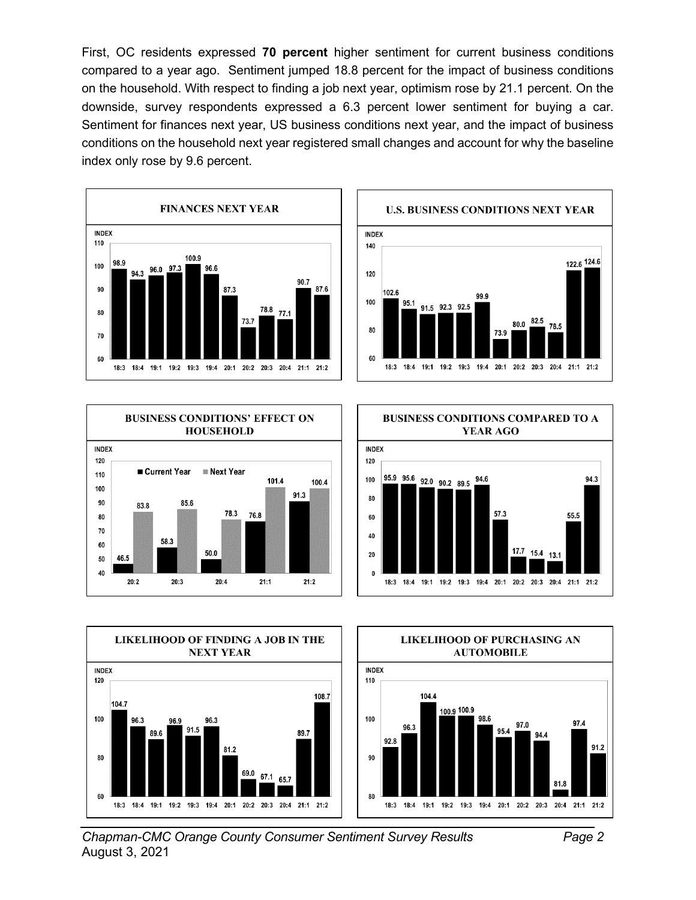First, OC residents expressed **70 percent** higher sentiment for current business conditions compared to a year ago. Sentiment jumped 18.8 percent for the impact of business conditions on the household. With respect to finding a job next year, optimism rose by 21.1 percent. On the downside, survey respondents expressed a 6.3 percent lower sentiment for buying a car. Sentiment for finances next year, US business conditions next year, and the impact of business conditions on the household next year registered small changes and account for why the baseline index only rose by 9.6 percent.

**FINANCES NEXT YEAR**

| | 18:3 | 18:4 | 19:1 | 19:2 | 19:3 | 19:4 | 20:1 | 20:2 | 20:3 | 20:4 | 21:1 | 21:2 |
|---|---|---|---|---|---|---|---|---|---|---|---|---|
| INDEX | 98.9 | 94.3 | 96.0 | 97.3 | 100.9 | 96.6 | 87.3 | 73.7 | 78.8 | 77.1 | 90.7 | 87.6 |

**U.S. BUSINESS CONDITIONS NEXT YEAR**

| | 18:3 | 18:4 | 19:1 | 19:2 | 19:3 | 19:4 | 20:1 | 20:2 | 20:3 | 20:4 | 21:1 | 21:2 |
|---|---|---|---|---|---|---|---|---|---|---|---|---|
| INDEX | 102.6 | 95.1 | 91.5 | 92.3 | 92.5 | 99.9 | 73.9 | 80.0 | 82.5 | 78.5 | 122.6 | 124.6 |

**BUSINESS CONDITIONS' EFFECT ON HOUSEHOLD**

| INDEX | 20:2 | 20:3 | 20:4 | 21:1 | 21:2 |
|---|---|---|---|---|---|
| Current Year | 46.5 | 58.3 | 50.0 | 76.8 | 91.3 |
| Next Year | 83.8 | 85.6 | 78.3 | 101.4 | 100.4 |

**BUSINESS CONDITIONS COMPARED TO A YEAR AGO**

| | 18:3 | 18:4 | 19:1 | 19:2 | 19:3 | 19:4 | 20:1 | 20:2 | 20:3 | 20:4 | 21:1 | 21:2 |
|---|---|---|---|---|---|---|---|---|---|---|---|---|
| INDEX | 95.9 | 95.6 | 92.0 | 90.2 | 89.5 | 94.6 | 57.3 | 17.7 | 15.4 | 13.1 | 55.5 | 94.3 |

**LIKELIHOOD OF FINDING A JOB IN THE NEXT YEAR**

| | 18:3 | 18:4 | 19:1 | 19:2 | 19:3 | 19:4 | 20:1 | 20:2 | 20:3 | 20:4 | 21:1 | 21:2 |
|---|---|---|---|---|---|---|---|---|---|---|---|---|
| INDEX | 104.7 | 96.3 | 89.6 | 96.9 | 91.5 | 96.3 | 81.2 | 69.0 | 67.1 | 65.7 | 89.7 | 108.7 |

**LIKELIHOOD OF PURCHASING AN AUTOMOBILE**

| | 18:3 | 18:4 | 19:1 | 19:2 | 19:3 | 19:4 | 20:1 | 20:2 | 20:3 | 20:4 | 21:1 | 21:2 |
|---|---|---|---|---|---|---|---|---|---|---|---|---|
| INDEX | 92.8 | 96.3 | 104.4 | 100.9 | 100.9 | 98.6 | 95.4 | 97.0 | 94.4 | 81.8 | 97.4 | 91.2 |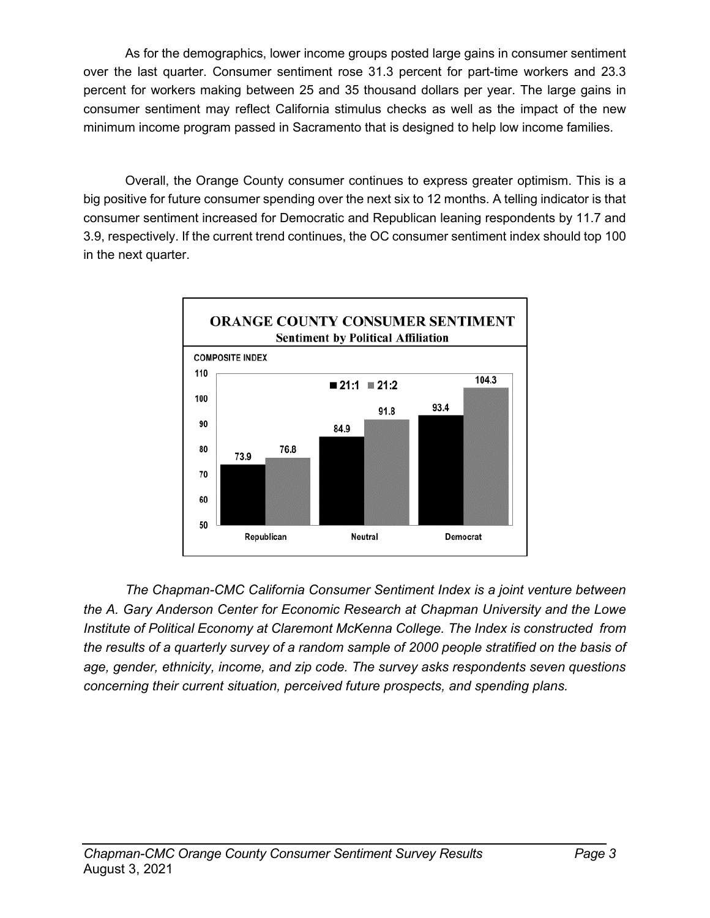As for the demographics, lower income groups posted large gains in consumer sentiment over the last quarter. Consumer sentiment rose 31.3 percent for part-time workers and 23.3 percent for workers making between 25 and 35 thousand dollars per year. The large gains in consumer sentiment may reflect California stimulus checks as well as the impact of the new minimum income program passed in Sacramento that is designed to help low income families.

Overall, the Orange County consumer continues to express greater optimism. This is a big positive for future consumer spending over the next six to 12 months. A telling indicator is that consumer sentiment increased for Democratic and Republican leaning respondents by 11.7 and 3.9, respectively. If the current trend continues, the OC consumer sentiment index should top 100 in the next quarter.

**ORANGE COUNTY CONSUMER SENTIMENT**
**Sentiment by Political Affiliation**

COMPOSITE INDEX

| | 21:1 | 21:2 |
|---|---|---|
| Republican | 73.9 | 76.8 |
| Neutral | 84.9 | 91.8 |
| Democrat | 93.4 | 104.3 |

*The Chapman-CMC California Consumer Sentiment Index is a joint venture between the A. Gary Anderson Center for Economic Research at Chapman University and the Lowe Institute of Political Economy at Claremont McKenna College. The Index is constructed from the results of a quarterly survey of a random sample of 2000 people stratified on the basis of age, gender, ethnicity, income, and zip code. The survey asks respondents seven questions concerning their current situation, perceived future prospects, and spending plans.*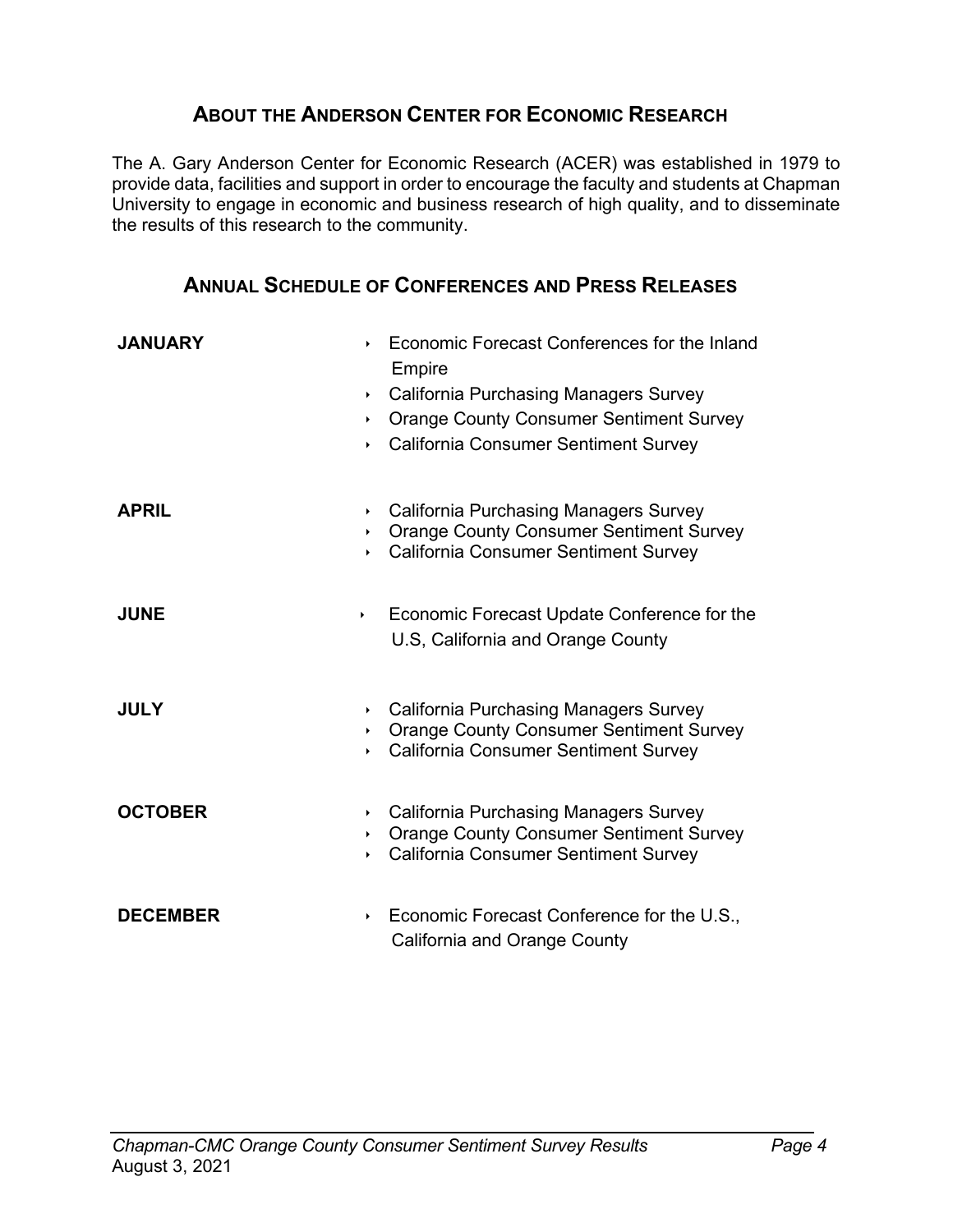## About the Anderson Center for Economic Research

The A. Gary Anderson Center for Economic Research (ACER) was established in 1979 to provide data, facilities and support in order to encourage the faculty and students at Chapman University to engage in economic and business research of high quality, and to disseminate the results of this research to the community.

## Annual Schedule of Conferences and Press Releases

**JANUARY**

- Economic Forecast Conferences for the Inland Empire
- California Purchasing Managers Survey
- Orange County Consumer Sentiment Survey
- California Consumer Sentiment Survey

**APRIL**

- California Purchasing Managers Survey
- Orange County Consumer Sentiment Survey
- California Consumer Sentiment Survey

**JUNE**

- Economic Forecast Update Conference for the U.S, California and Orange County

**JULY**

- California Purchasing Managers Survey
- Orange County Consumer Sentiment Survey
- California Consumer Sentiment Survey

**OCTOBER**

- California Purchasing Managers Survey
- Orange County Consumer Sentiment Survey
- California Consumer Sentiment Survey

**DECEMBER**

- Economic Forecast Conference for the U.S., California and Orange County